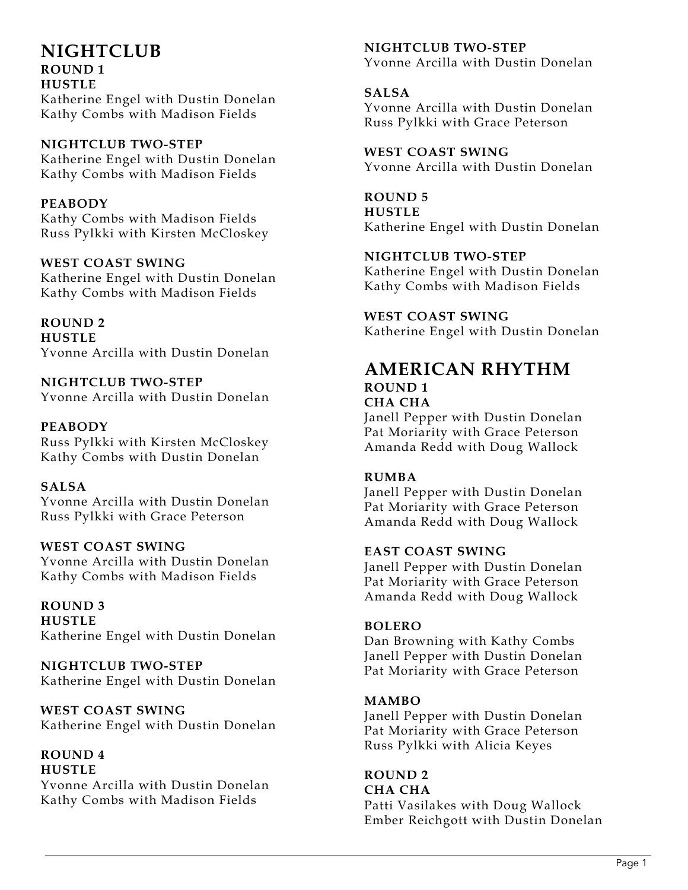# NIGHTCLUB

**ROUND 1**

**HUSTLE**

Katherine Engel with Dustin Donelan
Kathy Combs with Madison Fields

**NIGHTCLUB TWO-STEP**

Katherine Engel with Dustin Donelan
Kathy Combs with Madison Fields

**PEABODY**

Kathy Combs with Madison Fields
Russ Pylkki with Kirsten McCloskey

**WEST COAST SWING**

Katherine Engel with Dustin Donelan
Kathy Combs with Madison Fields

**ROUND 2**

**HUSTLE**

Yvonne Arcilla with Dustin Donelan

**NIGHTCLUB TWO-STEP**

Yvonne Arcilla with Dustin Donelan

**PEABODY**

Russ Pylkki with Kirsten McCloskey
Kathy Combs with Dustin Donelan

**SALSA**

Yvonne Arcilla with Dustin Donelan
Russ Pylkki with Grace Peterson

**WEST COAST SWING**

Yvonne Arcilla with Dustin Donelan
Kathy Combs with Madison Fields

**ROUND 3**

**HUSTLE**

Katherine Engel with Dustin Donelan

**NIGHTCLUB TWO-STEP**

Katherine Engel with Dustin Donelan

**WEST COAST SWING**

Katherine Engel with Dustin Donelan

**ROUND 4**

**HUSTLE**

Yvonne Arcilla with Dustin Donelan
Kathy Combs with Madison Fields

**NIGHTCLUB TWO-STEP**

Yvonne Arcilla with Dustin Donelan

**SALSA**

Yvonne Arcilla with Dustin Donelan
Russ Pylkki with Grace Peterson

**WEST COAST SWING**

Yvonne Arcilla with Dustin Donelan

**ROUND 5**

**HUSTLE**

Katherine Engel with Dustin Donelan

**NIGHTCLUB TWO-STEP**

Katherine Engel with Dustin Donelan
Kathy Combs with Madison Fields

**WEST COAST SWING**

Katherine Engel with Dustin Donelan

# AMERICAN RHYTHM

**ROUND 1**

**CHA CHA**

Janell Pepper with Dustin Donelan
Pat Moriarity with Grace Peterson
Amanda Redd with Doug Wallock

**RUMBA**

Janell Pepper with Dustin Donelan
Pat Moriarity with Grace Peterson
Amanda Redd with Doug Wallock

**EAST COAST SWING**

Janell Pepper with Dustin Donelan
Pat Moriarity with Grace Peterson
Amanda Redd with Doug Wallock

**BOLERO**

Dan Browning with Kathy Combs
Janell Pepper with Dustin Donelan
Pat Moriarity with Grace Peterson

**MAMBO**

Janell Pepper with Dustin Donelan
Pat Moriarity with Grace Peterson
Russ Pylkki with Alicia Keyes

**ROUND 2**

**CHA CHA**

Patti Vasilakes with Doug Wallock
Ember Reichgott with Dustin Donelan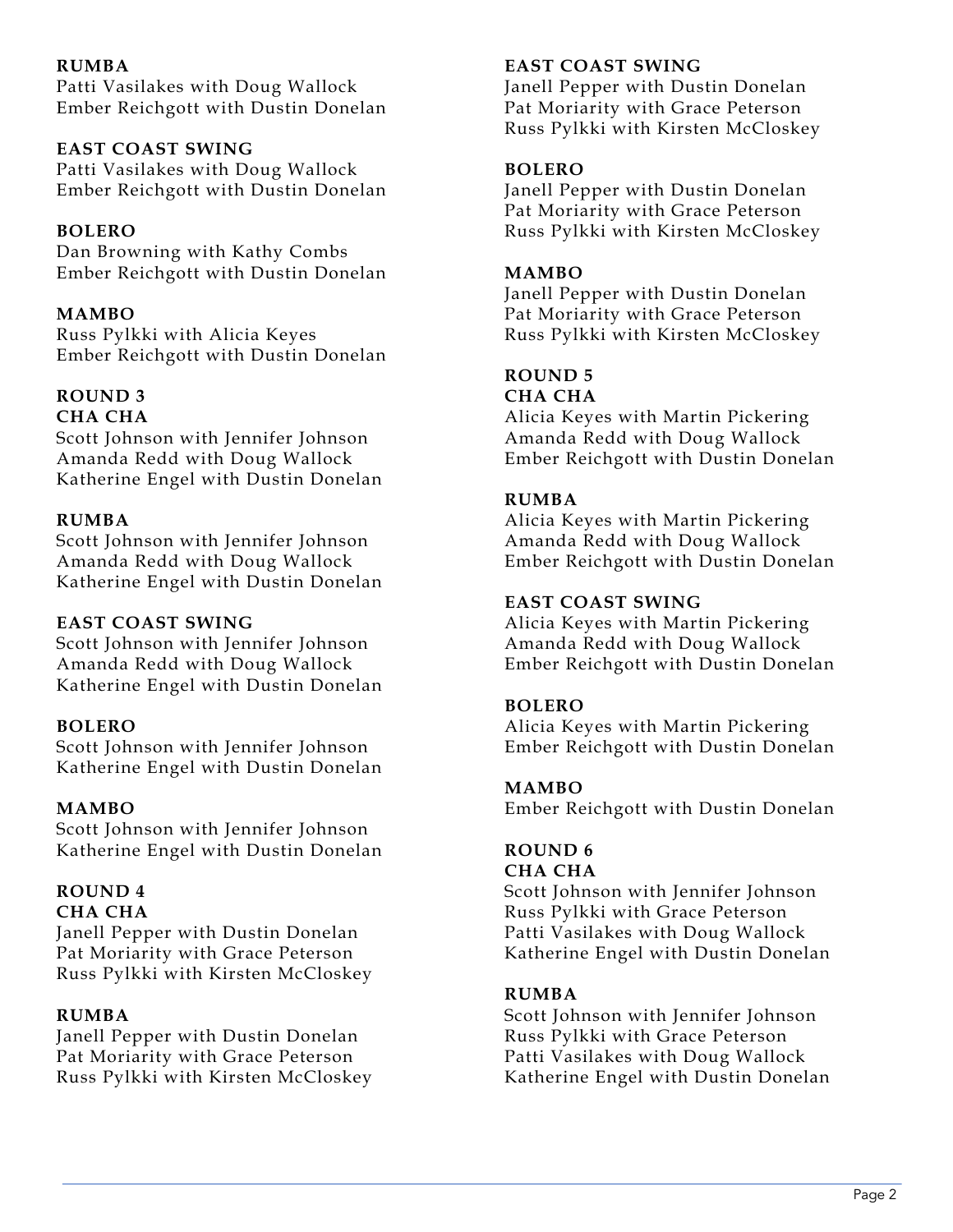**RUMBA**
Patti Vasilakes with Doug Wallock
Ember Reichgott with Dustin Donelan

**EAST COAST SWING**
Patti Vasilakes with Doug Wallock
Ember Reichgott with Dustin Donelan

**BOLERO**
Dan Browning with Kathy Combs
Ember Reichgott with Dustin Donelan

**MAMBO**
Russ Pylkki with Alicia Keyes
Ember Reichgott with Dustin Donelan

**ROUND 3**
**CHA CHA**
Scott Johnson with Jennifer Johnson
Amanda Redd with Doug Wallock
Katherine Engel with Dustin Donelan

**RUMBA**
Scott Johnson with Jennifer Johnson
Amanda Redd with Doug Wallock
Katherine Engel with Dustin Donelan

**EAST COAST SWING**
Scott Johnson with Jennifer Johnson
Amanda Redd with Doug Wallock
Katherine Engel with Dustin Donelan

**BOLERO**
Scott Johnson with Jennifer Johnson
Katherine Engel with Dustin Donelan

**MAMBO**
Scott Johnson with Jennifer Johnson
Katherine Engel with Dustin Donelan

**ROUND 4**
**CHA CHA**
Janell Pepper with Dustin Donelan
Pat Moriarity with Grace Peterson
Russ Pylkki with Kirsten McCloskey

**RUMBA**
Janell Pepper with Dustin Donelan
Pat Moriarity with Grace Peterson
Russ Pylkki with Kirsten McCloskey

**EAST COAST SWING**
Janell Pepper with Dustin Donelan
Pat Moriarity with Grace Peterson
Russ Pylkki with Kirsten McCloskey

**BOLERO**
Janell Pepper with Dustin Donelan
Pat Moriarity with Grace Peterson
Russ Pylkki with Kirsten McCloskey

**MAMBO**
Janell Pepper with Dustin Donelan
Pat Moriarity with Grace Peterson
Russ Pylkki with Kirsten McCloskey

**ROUND 5**
**CHA CHA**
Alicia Keyes with Martin Pickering
Amanda Redd with Doug Wallock
Ember Reichgott with Dustin Donelan

**RUMBA**
Alicia Keyes with Martin Pickering
Amanda Redd with Doug Wallock
Ember Reichgott with Dustin Donelan

**EAST COAST SWING**
Alicia Keyes with Martin Pickering
Amanda Redd with Doug Wallock
Ember Reichgott with Dustin Donelan

**BOLERO**
Alicia Keyes with Martin Pickering
Ember Reichgott with Dustin Donelan

**MAMBO**
Ember Reichgott with Dustin Donelan

**ROUND 6**
**CHA CHA**
Scott Johnson with Jennifer Johnson
Russ Pylkki with Grace Peterson
Patti Vasilakes with Doug Wallock
Katherine Engel with Dustin Donelan

**RUMBA**
Scott Johnson with Jennifer Johnson
Russ Pylkki with Grace Peterson
Patti Vasilakes with Doug Wallock
Katherine Engel with Dustin Donelan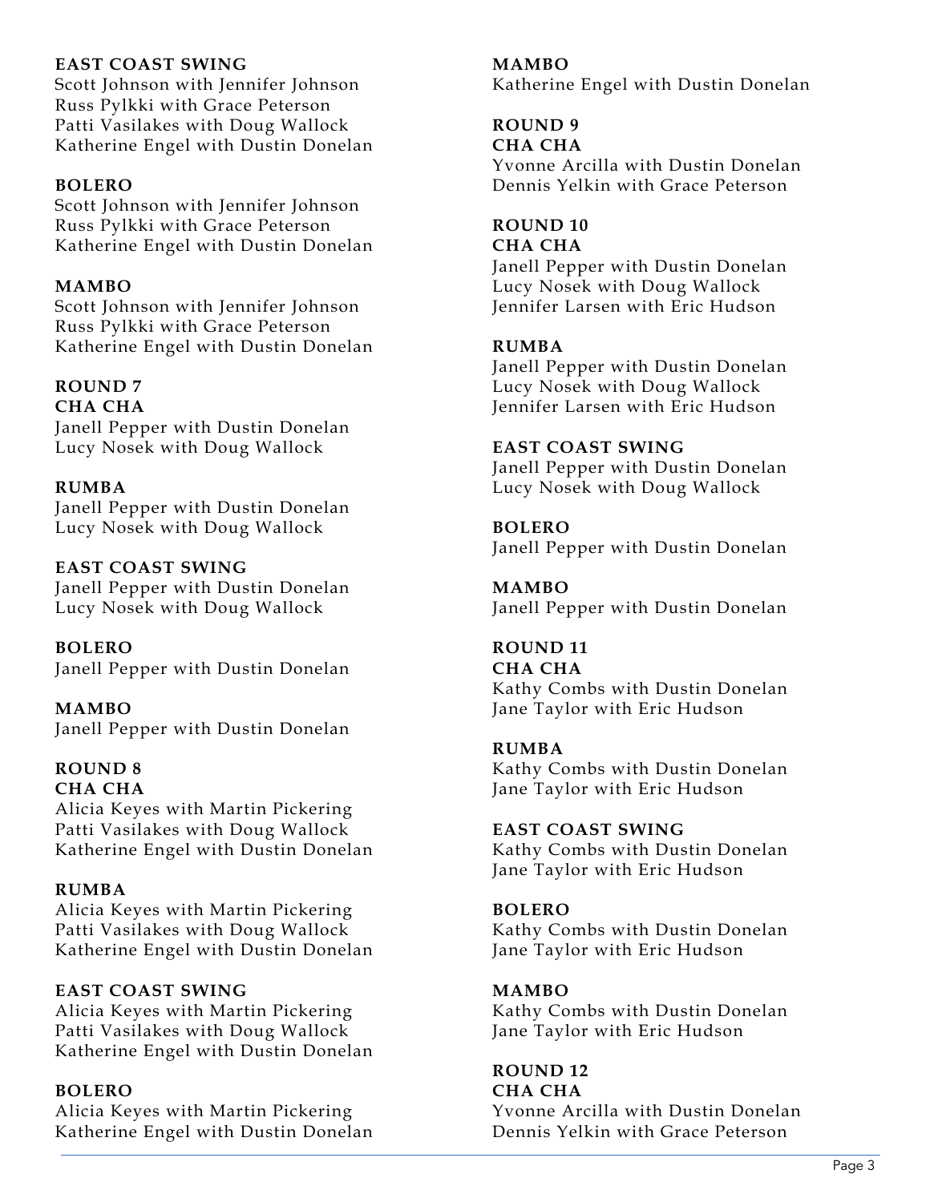**EAST COAST SWING**
Scott Johnson with Jennifer Johnson
Russ Pylkki with Grace Peterson
Patti Vasilakes with Doug Wallock
Katherine Engel with Dustin Donelan

**BOLERO**
Scott Johnson with Jennifer Johnson
Russ Pylkki with Grace Peterson
Katherine Engel with Dustin Donelan

**MAMBO**
Scott Johnson with Jennifer Johnson
Russ Pylkki with Grace Peterson
Katherine Engel with Dustin Donelan

**ROUND 7**

**CHA CHA**
Janell Pepper with Dustin Donelan
Lucy Nosek with Doug Wallock

**RUMBA**
Janell Pepper with Dustin Donelan
Lucy Nosek with Doug Wallock

**EAST COAST SWING**
Janell Pepper with Dustin Donelan
Lucy Nosek with Doug Wallock

**BOLERO**
Janell Pepper with Dustin Donelan

**MAMBO**
Janell Pepper with Dustin Donelan

**ROUND 8**

**CHA CHA**
Alicia Keyes with Martin Pickering
Patti Vasilakes with Doug Wallock
Katherine Engel with Dustin Donelan

**RUMBA**
Alicia Keyes with Martin Pickering
Patti Vasilakes with Doug Wallock
Katherine Engel with Dustin Donelan

**EAST COAST SWING**
Alicia Keyes with Martin Pickering
Patti Vasilakes with Doug Wallock
Katherine Engel with Dustin Donelan

**BOLERO**
Alicia Keyes with Martin Pickering
Katherine Engel with Dustin Donelan

**MAMBO**
Katherine Engel with Dustin Donelan

**ROUND 9**

**CHA CHA**
Yvonne Arcilla with Dustin Donelan
Dennis Yelkin with Grace Peterson

**ROUND 10**

**CHA CHA**
Janell Pepper with Dustin Donelan
Lucy Nosek with Doug Wallock
Jennifer Larsen with Eric Hudson

**RUMBA**
Janell Pepper with Dustin Donelan
Lucy Nosek with Doug Wallock
Jennifer Larsen with Eric Hudson

**EAST COAST SWING**
Janell Pepper with Dustin Donelan
Lucy Nosek with Doug Wallock

**BOLERO**
Janell Pepper with Dustin Donelan

**MAMBO**
Janell Pepper with Dustin Donelan

**ROUND 11**

**CHA CHA**
Kathy Combs with Dustin Donelan
Jane Taylor with Eric Hudson

**RUMBA**
Kathy Combs with Dustin Donelan
Jane Taylor with Eric Hudson

**EAST COAST SWING**
Kathy Combs with Dustin Donelan
Jane Taylor with Eric Hudson

**BOLERO**
Kathy Combs with Dustin Donelan
Jane Taylor with Eric Hudson

**MAMBO**
Kathy Combs with Dustin Donelan
Jane Taylor with Eric Hudson

**ROUND 12**

**CHA CHA**
Yvonne Arcilla with Dustin Donelan
Dennis Yelkin with Grace Peterson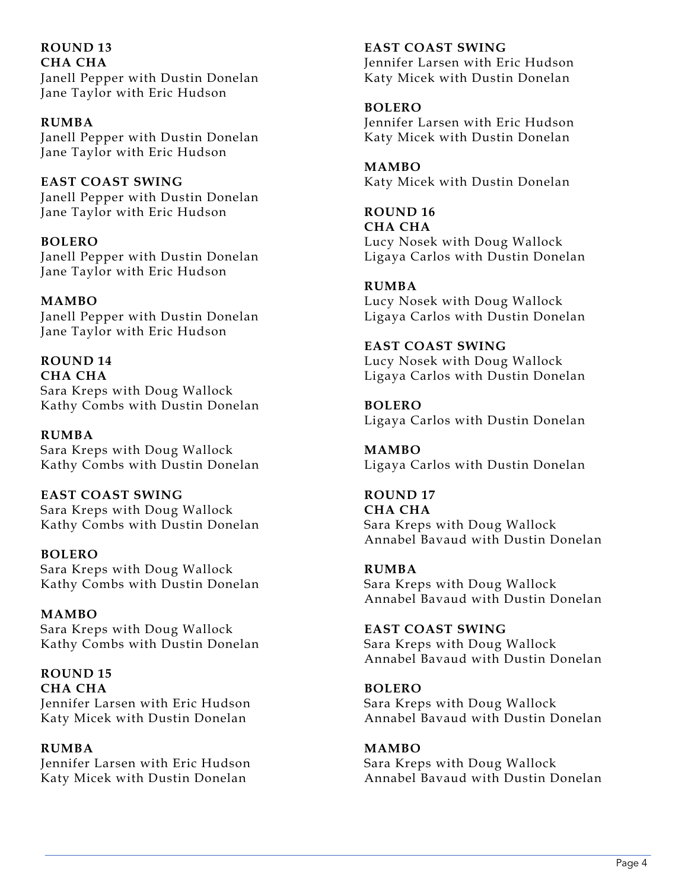**ROUND 13**
**CHA CHA**
Janell Pepper with Dustin Donelan
Jane Taylor with Eric Hudson

**RUMBA**
Janell Pepper with Dustin Donelan
Jane Taylor with Eric Hudson

**EAST COAST SWING**
Janell Pepper with Dustin Donelan
Jane Taylor with Eric Hudson

**BOLERO**
Janell Pepper with Dustin Donelan
Jane Taylor with Eric Hudson

**MAMBO**
Janell Pepper with Dustin Donelan
Jane Taylor with Eric Hudson

**ROUND 14**
**CHA CHA**
Sara Kreps with Doug Wallock
Kathy Combs with Dustin Donelan

**RUMBA**
Sara Kreps with Doug Wallock
Kathy Combs with Dustin Donelan

**EAST COAST SWING**
Sara Kreps with Doug Wallock
Kathy Combs with Dustin Donelan

**BOLERO**
Sara Kreps with Doug Wallock
Kathy Combs with Dustin Donelan

**MAMBO**
Sara Kreps with Doug Wallock
Kathy Combs with Dustin Donelan

**ROUND 15**
**CHA CHA**
Jennifer Larsen with Eric Hudson
Katy Micek with Dustin Donelan

**RUMBA**
Jennifer Larsen with Eric Hudson
Katy Micek with Dustin Donelan

**EAST COAST SWING**
Jennifer Larsen with Eric Hudson
Katy Micek with Dustin Donelan

**BOLERO**
Jennifer Larsen with Eric Hudson
Katy Micek with Dustin Donelan

**MAMBO**
Katy Micek with Dustin Donelan

**ROUND 16**
**CHA CHA**
Lucy Nosek with Doug Wallock
Ligaya Carlos with Dustin Donelan

**RUMBA**
Lucy Nosek with Doug Wallock
Ligaya Carlos with Dustin Donelan

**EAST COAST SWING**
Lucy Nosek with Doug Wallock
Ligaya Carlos with Dustin Donelan

**BOLERO**
Ligaya Carlos with Dustin Donelan

**MAMBO**
Ligaya Carlos with Dustin Donelan

**ROUND 17**
**CHA CHA**
Sara Kreps with Doug Wallock
Annabel Bavaud with Dustin Donelan

**RUMBA**
Sara Kreps with Doug Wallock
Annabel Bavaud with Dustin Donelan

**EAST COAST SWING**
Sara Kreps with Doug Wallock
Annabel Bavaud with Dustin Donelan

**BOLERO**
Sara Kreps with Doug Wallock
Annabel Bavaud with Dustin Donelan

**MAMBO**
Sara Kreps with Doug Wallock
Annabel Bavaud with Dustin Donelan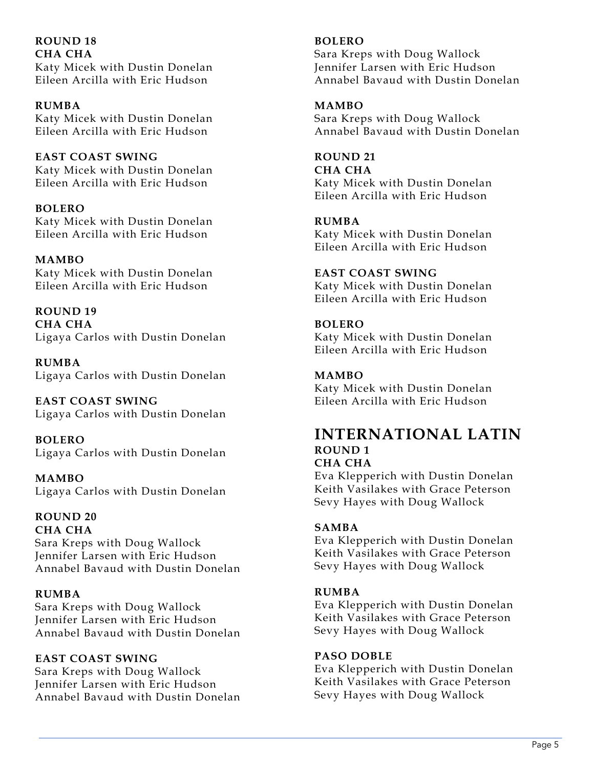**ROUND 18**

**CHA CHA**
Katy Micek with Dustin Donelan
Eileen Arcilla with Eric Hudson

**RUMBA**
Katy Micek with Dustin Donelan
Eileen Arcilla with Eric Hudson

**EAST COAST SWING**
Katy Micek with Dustin Donelan
Eileen Arcilla with Eric Hudson

**BOLERO**
Katy Micek with Dustin Donelan
Eileen Arcilla with Eric Hudson

**MAMBO**
Katy Micek with Dustin Donelan
Eileen Arcilla with Eric Hudson

**ROUND 19**

**CHA CHA**
Ligaya Carlos with Dustin Donelan

**RUMBA**
Ligaya Carlos with Dustin Donelan

**EAST COAST SWING**
Ligaya Carlos with Dustin Donelan

**BOLERO**
Ligaya Carlos with Dustin Donelan

**MAMBO**
Ligaya Carlos with Dustin Donelan

**ROUND 20**

**CHA CHA**
Sara Kreps with Doug Wallock
Jennifer Larsen with Eric Hudson
Annabel Bavaud with Dustin Donelan

**RUMBA**
Sara Kreps with Doug Wallock
Jennifer Larsen with Eric Hudson
Annabel Bavaud with Dustin Donelan

**EAST COAST SWING**
Sara Kreps with Doug Wallock
Jennifer Larsen with Eric Hudson
Annabel Bavaud with Dustin Donelan

**BOLERO**
Sara Kreps with Doug Wallock
Jennifer Larsen with Eric Hudson
Annabel Bavaud with Dustin Donelan

**MAMBO**
Sara Kreps with Doug Wallock
Annabel Bavaud with Dustin Donelan

**ROUND 21**

**CHA CHA**
Katy Micek with Dustin Donelan
Eileen Arcilla with Eric Hudson

**RUMBA**
Katy Micek with Dustin Donelan
Eileen Arcilla with Eric Hudson

**EAST COAST SWING**
Katy Micek with Dustin Donelan
Eileen Arcilla with Eric Hudson

**BOLERO**
Katy Micek with Dustin Donelan
Eileen Arcilla with Eric Hudson

**MAMBO**
Katy Micek with Dustin Donelan
Eileen Arcilla with Eric Hudson

# INTERNATIONAL LATIN

**ROUND 1**

**CHA CHA**
Eva Klepperich with Dustin Donelan
Keith Vasilakes with Grace Peterson
Sevy Hayes with Doug Wallock

**SAMBA**
Eva Klepperich with Dustin Donelan
Keith Vasilakes with Grace Peterson
Sevy Hayes with Doug Wallock

**RUMBA**
Eva Klepperich with Dustin Donelan
Keith Vasilakes with Grace Peterson
Sevy Hayes with Doug Wallock

**PASO DOBLE**
Eva Klepperich with Dustin Donelan
Keith Vasilakes with Grace Peterson
Sevy Hayes with Doug Wallock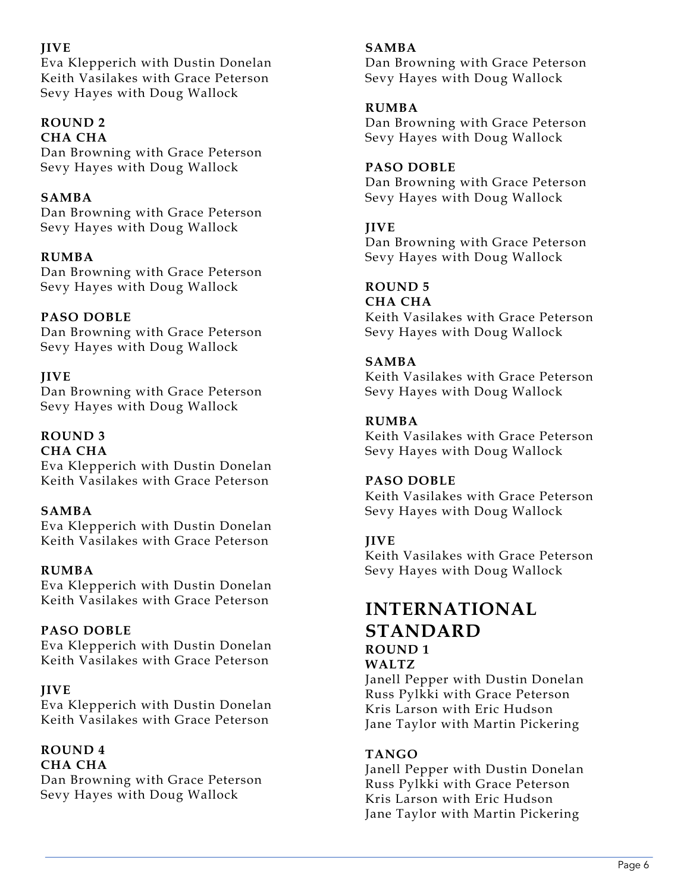**JIVE**
Eva Klepperich with Dustin Donelan
Keith Vasilakes with Grace Peterson
Sevy Hayes with Doug Wallock

**ROUND 2**
**CHA CHA**
Dan Browning with Grace Peterson
Sevy Hayes with Doug Wallock

**SAMBA**
Dan Browning with Grace Peterson
Sevy Hayes with Doug Wallock

**RUMBA**
Dan Browning with Grace Peterson
Sevy Hayes with Doug Wallock

**PASO DOBLE**
Dan Browning with Grace Peterson
Sevy Hayes with Doug Wallock

**JIVE**
Dan Browning with Grace Peterson
Sevy Hayes with Doug Wallock

**ROUND 3**
**CHA CHA**
Eva Klepperich with Dustin Donelan
Keith Vasilakes with Grace Peterson

**SAMBA**
Eva Klepperich with Dustin Donelan
Keith Vasilakes with Grace Peterson

**RUMBA**
Eva Klepperich with Dustin Donelan
Keith Vasilakes with Grace Peterson

**PASO DOBLE**
Eva Klepperich with Dustin Donelan
Keith Vasilakes with Grace Peterson

**JIVE**
Eva Klepperich with Dustin Donelan
Keith Vasilakes with Grace Peterson

**ROUND 4**
**CHA CHA**
Dan Browning with Grace Peterson
Sevy Hayes with Doug Wallock

**SAMBA**
Dan Browning with Grace Peterson
Sevy Hayes with Doug Wallock

**RUMBA**
Dan Browning with Grace Peterson
Sevy Hayes with Doug Wallock

**PASO DOBLE**
Dan Browning with Grace Peterson
Sevy Hayes with Doug Wallock

**JIVE**
Dan Browning with Grace Peterson
Sevy Hayes with Doug Wallock

**ROUND 5**
**CHA CHA**
Keith Vasilakes with Grace Peterson
Sevy Hayes with Doug Wallock

**SAMBA**
Keith Vasilakes with Grace Peterson
Sevy Hayes with Doug Wallock

**RUMBA**
Keith Vasilakes with Grace Peterson
Sevy Hayes with Doug Wallock

**PASO DOBLE**
Keith Vasilakes with Grace Peterson
Sevy Hayes with Doug Wallock

**JIVE**
Keith Vasilakes with Grace Peterson
Sevy Hayes with Doug Wallock

## INTERNATIONAL STANDARD

**ROUND 1**
**WALTZ**
Janell Pepper with Dustin Donelan
Russ Pylkki with Grace Peterson
Kris Larson with Eric Hudson
Jane Taylor with Martin Pickering

**TANGO**
Janell Pepper with Dustin Donelan
Russ Pylkki with Grace Peterson
Kris Larson with Eric Hudson
Jane Taylor with Martin Pickering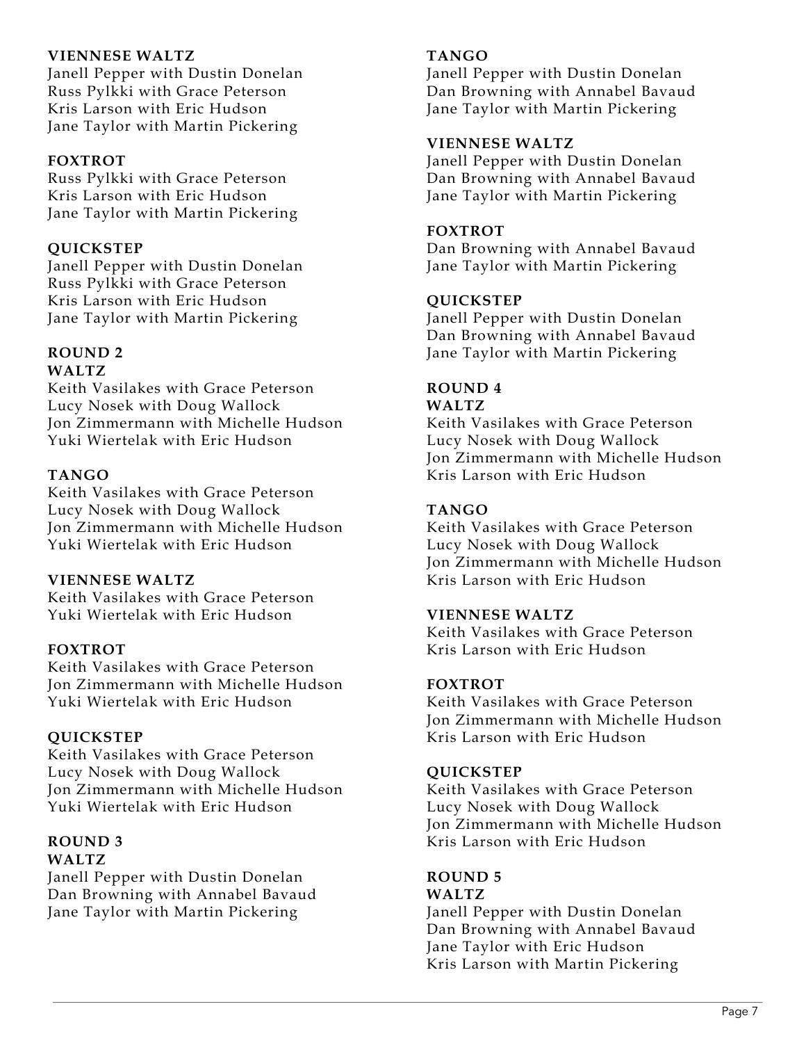**VIENNESE WALTZ**
Janell Pepper with Dustin Donelan
Russ Pylkki with Grace Peterson
Kris Larson with Eric Hudson
Jane Taylor with Martin Pickering

**FOXTROT**
Russ Pylkki with Grace Peterson
Kris Larson with Eric Hudson
Jane Taylor with Martin Pickering

**QUICKSTEP**
Janell Pepper with Dustin Donelan
Russ Pylkki with Grace Peterson
Kris Larson with Eric Hudson
Jane Taylor with Martin Pickering

**ROUND 2**
**WALTZ**
Keith Vasilakes with Grace Peterson
Lucy Nosek with Doug Wallock
Jon Zimmermann with Michelle Hudson
Yuki Wiertelak with Eric Hudson

**TANGO**
Keith Vasilakes with Grace Peterson
Lucy Nosek with Doug Wallock
Jon Zimmermann with Michelle Hudson
Yuki Wiertelak with Eric Hudson

**VIENNESE WALTZ**
Keith Vasilakes with Grace Peterson
Yuki Wiertelak with Eric Hudson

**FOXTROT**
Keith Vasilakes with Grace Peterson
Jon Zimmermann with Michelle Hudson
Yuki Wiertelak with Eric Hudson

**QUICKSTEP**
Keith Vasilakes with Grace Peterson
Lucy Nosek with Doug Wallock
Jon Zimmermann with Michelle Hudson
Yuki Wiertelak with Eric Hudson

**ROUND 3**
**WALTZ**
Janell Pepper with Dustin Donelan
Dan Browning with Annabel Bavaud
Jane Taylor with Martin Pickering

**TANGO**
Janell Pepper with Dustin Donelan
Dan Browning with Annabel Bavaud
Jane Taylor with Martin Pickering

**VIENNESE WALTZ**
Janell Pepper with Dustin Donelan
Dan Browning with Annabel Bavaud
Jane Taylor with Martin Pickering

**FOXTROT**
Dan Browning with Annabel Bavaud
Jane Taylor with Martin Pickering

**QUICKSTEP**
Janell Pepper with Dustin Donelan
Dan Browning with Annabel Bavaud
Jane Taylor with Martin Pickering

**ROUND 4**
**WALTZ**
Keith Vasilakes with Grace Peterson
Lucy Nosek with Doug Wallock
Jon Zimmermann with Michelle Hudson
Kris Larson with Eric Hudson

**TANGO**
Keith Vasilakes with Grace Peterson
Lucy Nosek with Doug Wallock
Jon Zimmermann with Michelle Hudson
Kris Larson with Eric Hudson

**VIENNESE WALTZ**
Keith Vasilakes with Grace Peterson
Kris Larson with Eric Hudson

**FOXTROT**
Keith Vasilakes with Grace Peterson
Jon Zimmermann with Michelle Hudson
Kris Larson with Eric Hudson

**QUICKSTEP**
Keith Vasilakes with Grace Peterson
Lucy Nosek with Doug Wallock
Jon Zimmermann with Michelle Hudson
Kris Larson with Eric Hudson

**ROUND 5**
**WALTZ**
Janell Pepper with Dustin Donelan
Dan Browning with Annabel Bavaud
Jane Taylor with Eric Hudson
Kris Larson with Martin Pickering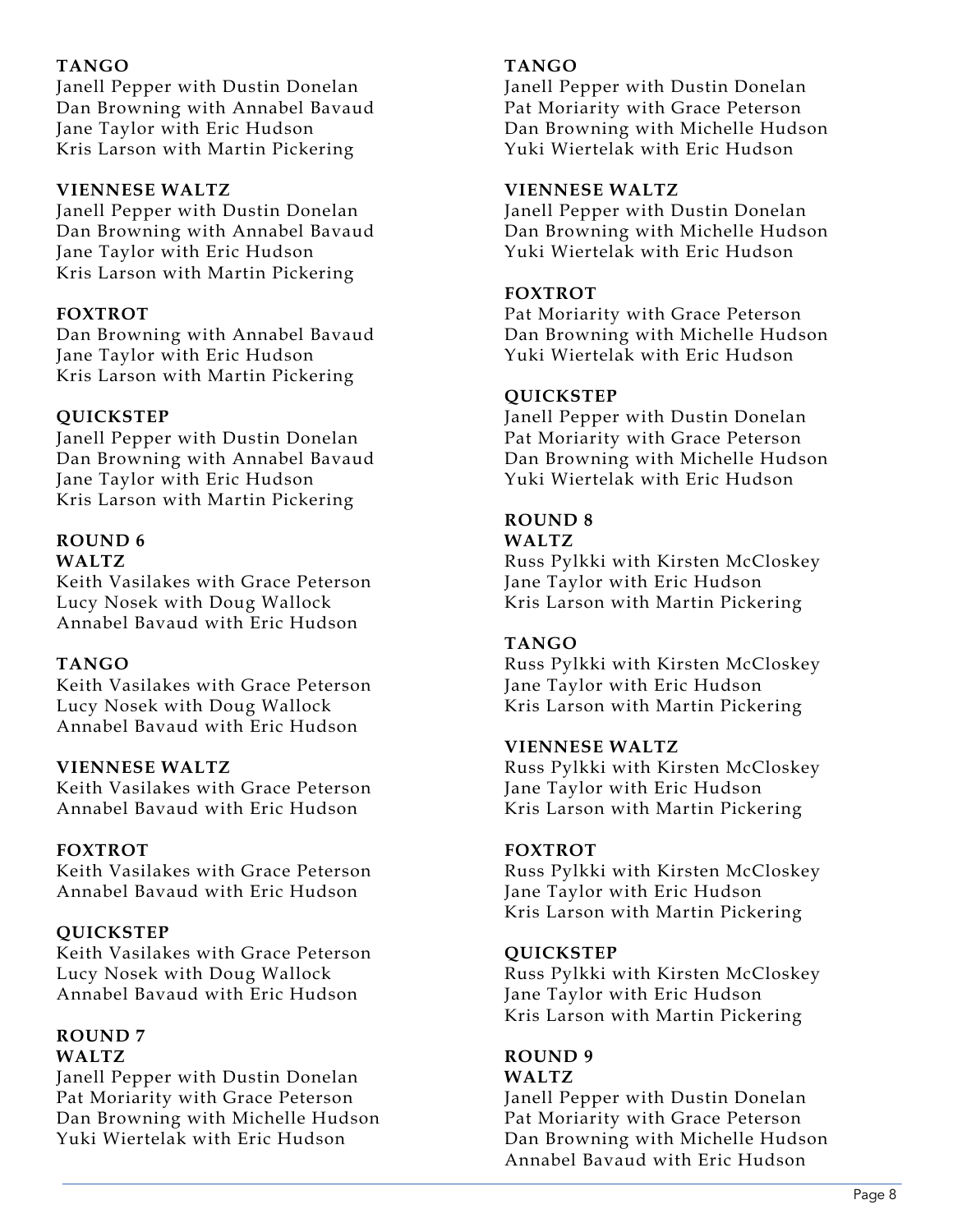**TANGO**
Janell Pepper with Dustin Donelan
Dan Browning with Annabel Bavaud
Jane Taylor with Eric Hudson
Kris Larson with Martin Pickering

**VIENNESE WALTZ**
Janell Pepper with Dustin Donelan
Dan Browning with Annabel Bavaud
Jane Taylor with Eric Hudson
Kris Larson with Martin Pickering

**FOXTROT**
Dan Browning with Annabel Bavaud
Jane Taylor with Eric Hudson
Kris Larson with Martin Pickering

**QUICKSTEP**
Janell Pepper with Dustin Donelan
Dan Browning with Annabel Bavaud
Jane Taylor with Eric Hudson
Kris Larson with Martin Pickering

## ROUND 6

**WALTZ**
Keith Vasilakes with Grace Peterson
Lucy Nosek with Doug Wallock
Annabel Bavaud with Eric Hudson

**TANGO**
Keith Vasilakes with Grace Peterson
Lucy Nosek with Doug Wallock
Annabel Bavaud with Eric Hudson

**VIENNESE WALTZ**
Keith Vasilakes with Grace Peterson
Annabel Bavaud with Eric Hudson

**FOXTROT**
Keith Vasilakes with Grace Peterson
Annabel Bavaud with Eric Hudson

**QUICKSTEP**
Keith Vasilakes with Grace Peterson
Lucy Nosek with Doug Wallock
Annabel Bavaud with Eric Hudson

## ROUND 7

**WALTZ**
Janell Pepper with Dustin Donelan
Pat Moriarity with Grace Peterson
Dan Browning with Michelle Hudson
Yuki Wiertelak with Eric Hudson

**TANGO**
Janell Pepper with Dustin Donelan
Pat Moriarity with Grace Peterson
Dan Browning with Michelle Hudson
Yuki Wiertelak with Eric Hudson

**VIENNESE WALTZ**
Janell Pepper with Dustin Donelan
Dan Browning with Michelle Hudson
Yuki Wiertelak with Eric Hudson

**FOXTROT**
Pat Moriarity with Grace Peterson
Dan Browning with Michelle Hudson
Yuki Wiertelak with Eric Hudson

**QUICKSTEP**
Janell Pepper with Dustin Donelan
Pat Moriarity with Grace Peterson
Dan Browning with Michelle Hudson
Yuki Wiertelak with Eric Hudson

## ROUND 8

**WALTZ**
Russ Pylkki with Kirsten McCloskey
Jane Taylor with Eric Hudson
Kris Larson with Martin Pickering

**TANGO**
Russ Pylkki with Kirsten McCloskey
Jane Taylor with Eric Hudson
Kris Larson with Martin Pickering

**VIENNESE WALTZ**
Russ Pylkki with Kirsten McCloskey
Jane Taylor with Eric Hudson
Kris Larson with Martin Pickering

**FOXTROT**
Russ Pylkki with Kirsten McCloskey
Jane Taylor with Eric Hudson
Kris Larson with Martin Pickering

**QUICKSTEP**
Russ Pylkki with Kirsten McCloskey
Jane Taylor with Eric Hudson
Kris Larson with Martin Pickering

## ROUND 9

**WALTZ**
Janell Pepper with Dustin Donelan
Pat Moriarity with Grace Peterson
Dan Browning with Michelle Hudson
Annabel Bavaud with Eric Hudson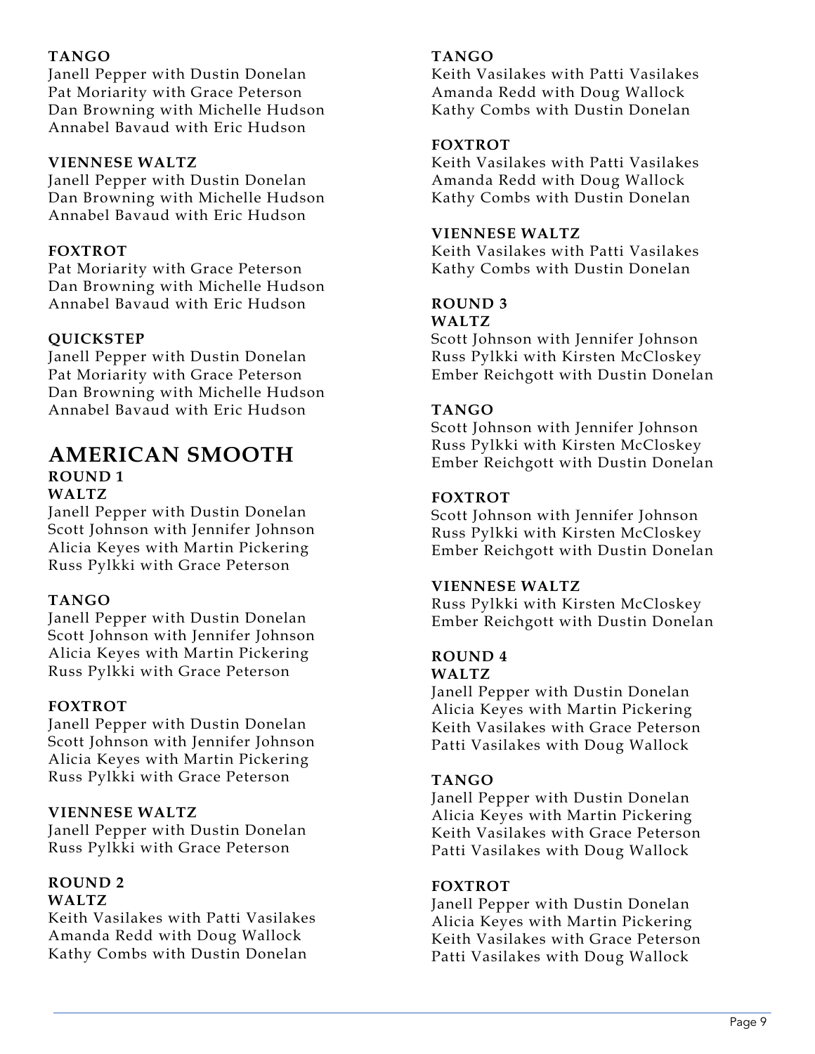**TANGO**
Janell Pepper with Dustin Donelan
Pat Moriarity with Grace Peterson
Dan Browning with Michelle Hudson
Annabel Bavaud with Eric Hudson

**VIENNESE WALTZ**
Janell Pepper with Dustin Donelan
Dan Browning with Michelle Hudson
Annabel Bavaud with Eric Hudson

**FOXTROT**
Pat Moriarity with Grace Peterson
Dan Browning with Michelle Hudson
Annabel Bavaud with Eric Hudson

**QUICKSTEP**
Janell Pepper with Dustin Donelan
Pat Moriarity with Grace Peterson
Dan Browning with Michelle Hudson
Annabel Bavaud with Eric Hudson

## AMERICAN SMOOTH

### ROUND 1

**WALTZ**
Janell Pepper with Dustin Donelan
Scott Johnson with Jennifer Johnson
Alicia Keyes with Martin Pickering
Russ Pylkki with Grace Peterson

**TANGO**
Janell Pepper with Dustin Donelan
Scott Johnson with Jennifer Johnson
Alicia Keyes with Martin Pickering
Russ Pylkki with Grace Peterson

**FOXTROT**
Janell Pepper with Dustin Donelan
Scott Johnson with Jennifer Johnson
Alicia Keyes with Martin Pickering
Russ Pylkki with Grace Peterson

**VIENNESE WALTZ**
Janell Pepper with Dustin Donelan
Russ Pylkki with Grace Peterson

### ROUND 2

**WALTZ**
Keith Vasilakes with Patti Vasilakes
Amanda Redd with Doug Wallock
Kathy Combs with Dustin Donelan

**TANGO**
Keith Vasilakes with Patti Vasilakes
Amanda Redd with Doug Wallock
Kathy Combs with Dustin Donelan

**FOXTROT**
Keith Vasilakes with Patti Vasilakes
Amanda Redd with Doug Wallock
Kathy Combs with Dustin Donelan

**VIENNESE WALTZ**
Keith Vasilakes with Patti Vasilakes
Kathy Combs with Dustin Donelan

### ROUND 3

**WALTZ**
Scott Johnson with Jennifer Johnson
Russ Pylkki with Kirsten McCloskey
Ember Reichgott with Dustin Donelan

**TANGO**
Scott Johnson with Jennifer Johnson
Russ Pylkki with Kirsten McCloskey
Ember Reichgott with Dustin Donelan

**FOXTROT**
Scott Johnson with Jennifer Johnson
Russ Pylkki with Kirsten McCloskey
Ember Reichgott with Dustin Donelan

**VIENNESE WALTZ**
Russ Pylkki with Kirsten McCloskey
Ember Reichgott with Dustin Donelan

### ROUND 4

**WALTZ**
Janell Pepper with Dustin Donelan
Alicia Keyes with Martin Pickering
Keith Vasilakes with Grace Peterson
Patti Vasilakes with Doug Wallock

**TANGO**
Janell Pepper with Dustin Donelan
Alicia Keyes with Martin Pickering
Keith Vasilakes with Grace Peterson
Patti Vasilakes with Doug Wallock

**FOXTROT**
Janell Pepper with Dustin Donelan
Alicia Keyes with Martin Pickering
Keith Vasilakes with Grace Peterson
Patti Vasilakes with Doug Wallock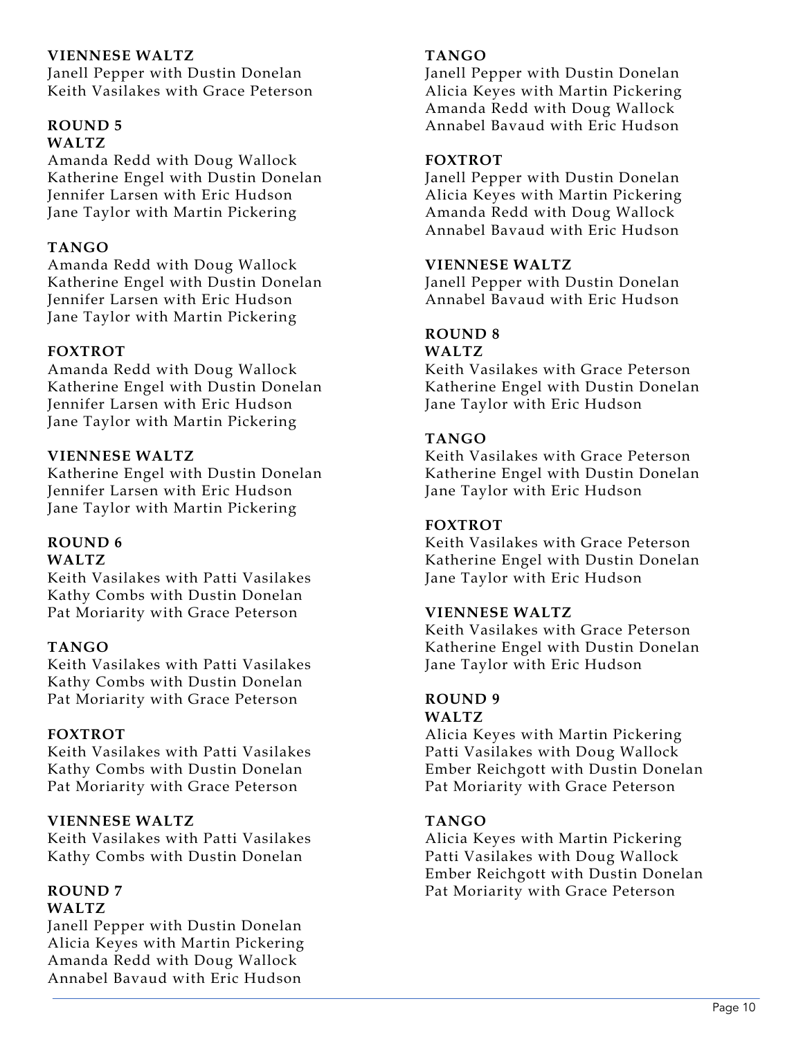**VIENNESE WALTZ**
Janell Pepper with Dustin Donelan
Keith Vasilakes with Grace Peterson

**ROUND 5**
**WALTZ**
Amanda Redd with Doug Wallock
Katherine Engel with Dustin Donelan
Jennifer Larsen with Eric Hudson
Jane Taylor with Martin Pickering

**TANGO**
Amanda Redd with Doug Wallock
Katherine Engel with Dustin Donelan
Jennifer Larsen with Eric Hudson
Jane Taylor with Martin Pickering

**FOXTROT**
Amanda Redd with Doug Wallock
Katherine Engel with Dustin Donelan
Jennifer Larsen with Eric Hudson
Jane Taylor with Martin Pickering

**VIENNESE WALTZ**
Katherine Engel with Dustin Donelan
Jennifer Larsen with Eric Hudson
Jane Taylor with Martin Pickering

**ROUND 6**
**WALTZ**
Keith Vasilakes with Patti Vasilakes
Kathy Combs with Dustin Donelan
Pat Moriarity with Grace Peterson

**TANGO**
Keith Vasilakes with Patti Vasilakes
Kathy Combs with Dustin Donelan
Pat Moriarity with Grace Peterson

**FOXTROT**
Keith Vasilakes with Patti Vasilakes
Kathy Combs with Dustin Donelan
Pat Moriarity with Grace Peterson

**VIENNESE WALTZ**
Keith Vasilakes with Patti Vasilakes
Kathy Combs with Dustin Donelan

**ROUND 7**
**WALTZ**
Janell Pepper with Dustin Donelan
Alicia Keyes with Martin Pickering
Amanda Redd with Doug Wallock
Annabel Bavaud with Eric Hudson

**TANGO**
Janell Pepper with Dustin Donelan
Alicia Keyes with Martin Pickering
Amanda Redd with Doug Wallock
Annabel Bavaud with Eric Hudson

**FOXTROT**
Janell Pepper with Dustin Donelan
Alicia Keyes with Martin Pickering
Amanda Redd with Doug Wallock
Annabel Bavaud with Eric Hudson

**VIENNESE WALTZ**
Janell Pepper with Dustin Donelan
Annabel Bavaud with Eric Hudson

**ROUND 8**
**WALTZ**
Keith Vasilakes with Grace Peterson
Katherine Engel with Dustin Donelan
Jane Taylor with Eric Hudson

**TANGO**
Keith Vasilakes with Grace Peterson
Katherine Engel with Dustin Donelan
Jane Taylor with Eric Hudson

**FOXTROT**
Keith Vasilakes with Grace Peterson
Katherine Engel with Dustin Donelan
Jane Taylor with Eric Hudson

**VIENNESE WALTZ**
Keith Vasilakes with Grace Peterson
Katherine Engel with Dustin Donelan
Jane Taylor with Eric Hudson

**ROUND 9**
**WALTZ**
Alicia Keyes with Martin Pickering
Patti Vasilakes with Doug Wallock
Ember Reichgott with Dustin Donelan
Pat Moriarity with Grace Peterson

**TANGO**
Alicia Keyes with Martin Pickering
Patti Vasilakes with Doug Wallock
Ember Reichgott with Dustin Donelan
Pat Moriarity with Grace Peterson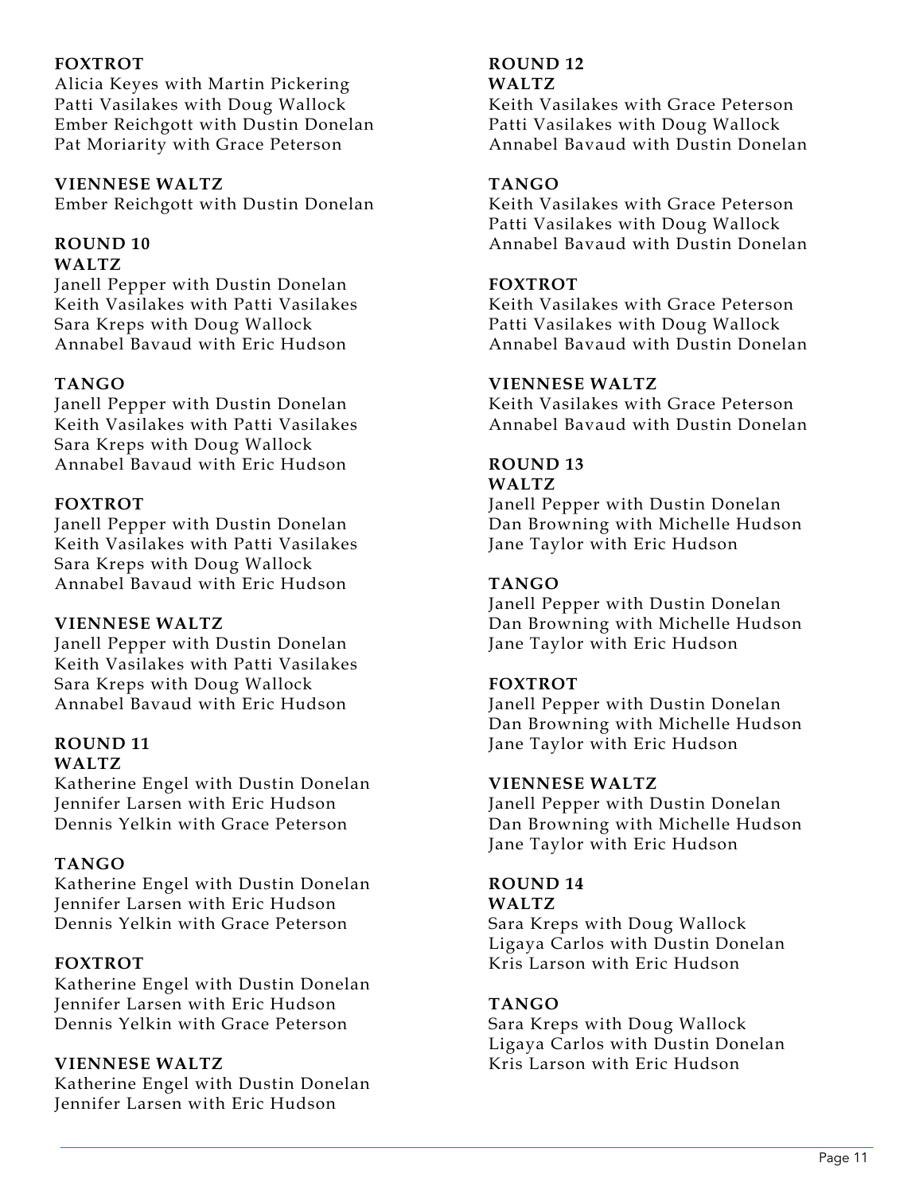**FOXTROT**
Alicia Keyes with Martin Pickering
Patti Vasilakes with Doug Wallock
Ember Reichgott with Dustin Donelan
Pat Moriarity with Grace Peterson

**VIENNESE WALTZ**
Ember Reichgott with Dustin Donelan

## ROUND 10

**WALTZ**
Janell Pepper with Dustin Donelan
Keith Vasilakes with Patti Vasilakes
Sara Kreps with Doug Wallock
Annabel Bavaud with Eric Hudson

**TANGO**
Janell Pepper with Dustin Donelan
Keith Vasilakes with Patti Vasilakes
Sara Kreps with Doug Wallock
Annabel Bavaud with Eric Hudson

**FOXTROT**
Janell Pepper with Dustin Donelan
Keith Vasilakes with Patti Vasilakes
Sara Kreps with Doug Wallock
Annabel Bavaud with Eric Hudson

**VIENNESE WALTZ**
Janell Pepper with Dustin Donelan
Keith Vasilakes with Patti Vasilakes
Sara Kreps with Doug Wallock
Annabel Bavaud with Eric Hudson

## ROUND 11

**WALTZ**
Katherine Engel with Dustin Donelan
Jennifer Larsen with Eric Hudson
Dennis Yelkin with Grace Peterson

**TANGO**
Katherine Engel with Dustin Donelan
Jennifer Larsen with Eric Hudson
Dennis Yelkin with Grace Peterson

**FOXTROT**
Katherine Engel with Dustin Donelan
Jennifer Larsen with Eric Hudson
Dennis Yelkin with Grace Peterson

**VIENNESE WALTZ**
Katherine Engel with Dustin Donelan
Jennifer Larsen with Eric Hudson

## ROUND 12

**WALTZ**
Keith Vasilakes with Grace Peterson
Patti Vasilakes with Doug Wallock
Annabel Bavaud with Dustin Donelan

**TANGO**
Keith Vasilakes with Grace Peterson
Patti Vasilakes with Doug Wallock
Annabel Bavaud with Dustin Donelan

**FOXTROT**
Keith Vasilakes with Grace Peterson
Patti Vasilakes with Doug Wallock
Annabel Bavaud with Dustin Donelan

**VIENNESE WALTZ**
Keith Vasilakes with Grace Peterson
Annabel Bavaud with Dustin Donelan

## ROUND 13

**WALTZ**
Janell Pepper with Dustin Donelan
Dan Browning with Michelle Hudson
Jane Taylor with Eric Hudson

**TANGO**
Janell Pepper with Dustin Donelan
Dan Browning with Michelle Hudson
Jane Taylor with Eric Hudson

**FOXTROT**
Janell Pepper with Dustin Donelan
Dan Browning with Michelle Hudson
Jane Taylor with Eric Hudson

**VIENNESE WALTZ**
Janell Pepper with Dustin Donelan
Dan Browning with Michelle Hudson
Jane Taylor with Eric Hudson

## ROUND 14

**WALTZ**
Sara Kreps with Doug Wallock
Ligaya Carlos with Dustin Donelan
Kris Larson with Eric Hudson

**TANGO**
Sara Kreps with Doug Wallock
Ligaya Carlos with Dustin Donelan
Kris Larson with Eric Hudson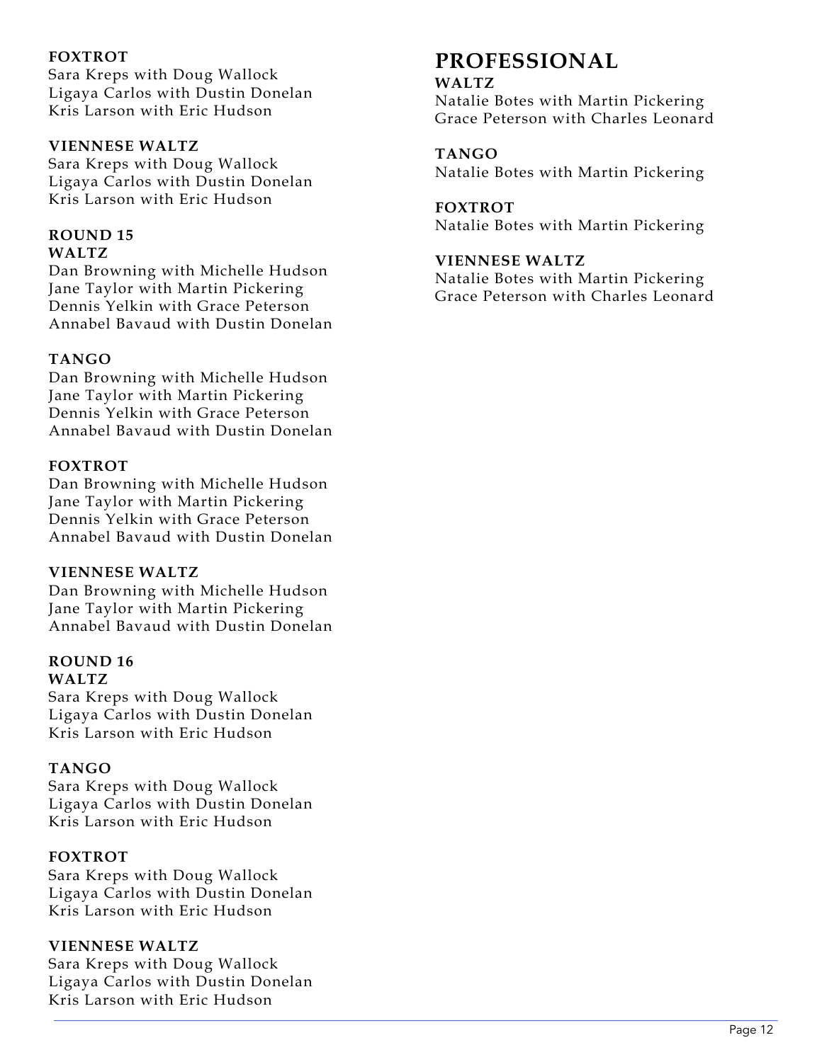**FOXTROT**
Sara Kreps with Doug Wallock
Ligaya Carlos with Dustin Donelan
Kris Larson with Eric Hudson

**VIENNESE WALTZ**
Sara Kreps with Doug Wallock
Ligaya Carlos with Dustin Donelan
Kris Larson with Eric Hudson

**ROUND 15**
**WALTZ**
Dan Browning with Michelle Hudson
Jane Taylor with Martin Pickering
Dennis Yelkin with Grace Peterson
Annabel Bavaud with Dustin Donelan

**TANGO**
Dan Browning with Michelle Hudson
Jane Taylor with Martin Pickering
Dennis Yelkin with Grace Peterson
Annabel Bavaud with Dustin Donelan

**FOXTROT**
Dan Browning with Michelle Hudson
Jane Taylor with Martin Pickering
Dennis Yelkin with Grace Peterson
Annabel Bavaud with Dustin Donelan

**VIENNESE WALTZ**
Dan Browning with Michelle Hudson
Jane Taylor with Martin Pickering
Annabel Bavaud with Dustin Donelan

**ROUND 16**
**WALTZ**
Sara Kreps with Doug Wallock
Ligaya Carlos with Dustin Donelan
Kris Larson with Eric Hudson

**TANGO**
Sara Kreps with Doug Wallock
Ligaya Carlos with Dustin Donelan
Kris Larson with Eric Hudson

**FOXTROT**
Sara Kreps with Doug Wallock
Ligaya Carlos with Dustin Donelan
Kris Larson with Eric Hudson

**VIENNESE WALTZ**
Sara Kreps with Doug Wallock
Ligaya Carlos with Dustin Donelan
Kris Larson with Eric Hudson

## PROFESSIONAL

**WALTZ**
Natalie Botes with Martin Pickering
Grace Peterson with Charles Leonard

**TANGO**
Natalie Botes with Martin Pickering

**FOXTROT**
Natalie Botes with Martin Pickering

**VIENNESE WALTZ**
Natalie Botes with Martin Pickering
Grace Peterson with Charles Leonard